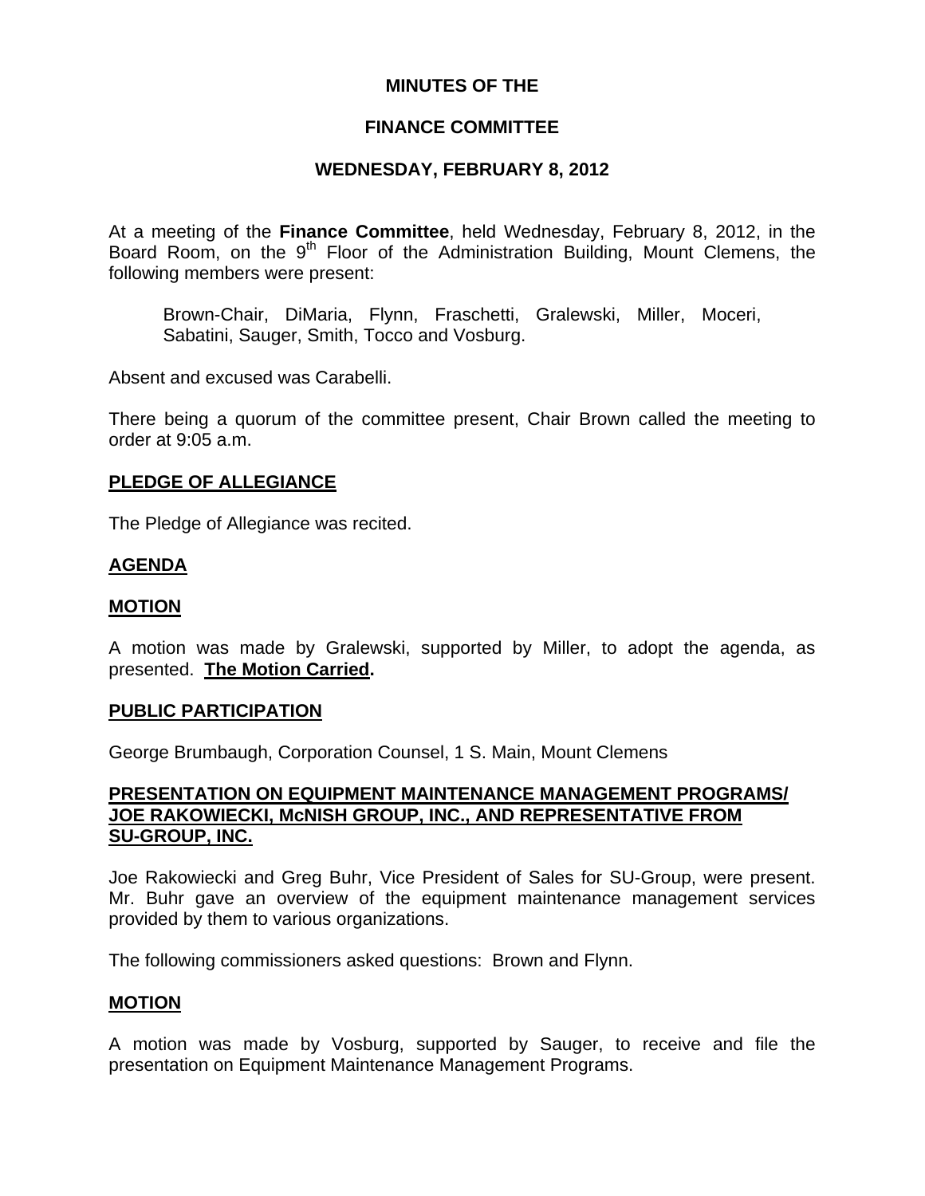# MINUTES OF THE

## FINANCE COMMITTEE

### WEDNESDAY, FEBRUARY 8, 2012

At a meeting of the **Finance Committee**, held Wednesday, February 8, 2012, in the Board Room, on the 9th Floor of the Administration Building, Mount Clemens, the following members were present:

Brown-Chair, DiMaria, Flynn, Fraschetti, Gralewski, Miller, Moceri, Sabatini, Sauger, Smith, Tocco and Vosburg.

Absent and excused was Carabelli.

There being a quorum of the committee present, Chair Brown called the meeting to order at 9:05 a.m.

**PLEDGE OF ALLEGIANCE**

The Pledge of Allegiance was recited.

**AGENDA**

**MOTION**

A motion was made by Gralewski, supported by Miller, to adopt the agenda, as presented. **The Motion Carried.**

**PUBLIC PARTICIPATION**

George Brumbaugh, Corporation Counsel, 1 S. Main, Mount Clemens

**PRESENTATION ON EQUIPMENT MAINTENANCE MANAGEMENT PROGRAMS/ JOE RAKOWIECKI, McNISH GROUP, INC., AND REPRESENTATIVE FROM SU-GROUP, INC.**

Joe Rakowiecki and Greg Buhr, Vice President of Sales for SU-Group, were present. Mr. Buhr gave an overview of the equipment maintenance management services provided by them to various organizations.

The following commissioners asked questions: Brown and Flynn.

**MOTION**

A motion was made by Vosburg, supported by Sauger, to receive and file the presentation on Equipment Maintenance Management Programs.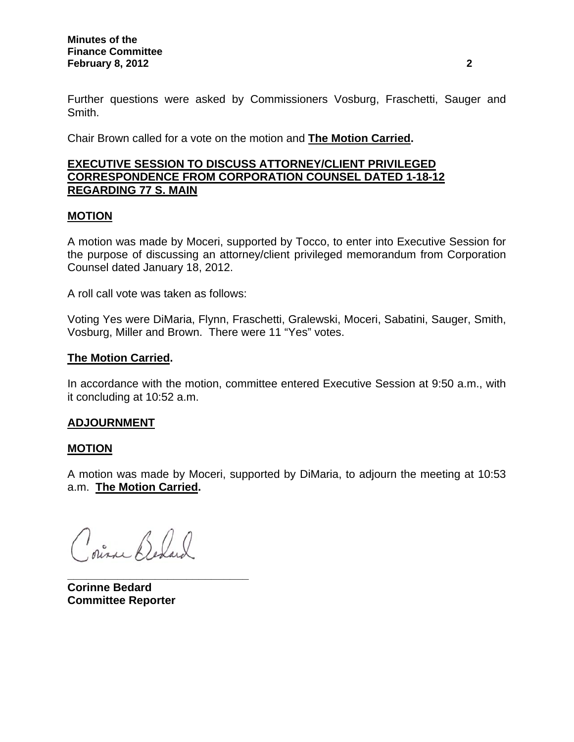Further questions were asked by Commissioners Vosburg, Fraschetti, Sauger and Smith.

Chair Brown called for a vote on the motion and **The Motion Carried.**

## EXECUTIVE SESSION TO DISCUSS ATTORNEY/CLIENT PRIVILEGED CORRESPONDENCE FROM CORPORATION COUNSEL DATED 1-18-12 REGARDING 77 S. MAIN

### MOTION

A motion was made by Moceri, supported by Tocco, to enter into Executive Session for the purpose of discussing an attorney/client privileged memorandum from Corporation Counsel dated January 18, 2012.

A roll call vote was taken as follows:

Voting Yes were DiMaria, Flynn, Fraschetti, Gralewski, Moceri, Sabatini, Sauger, Smith, Vosburg, Miller and Brown. There were 11 "Yes" votes.

**The Motion Carried.**

In accordance with the motion, committee entered Executive Session at 9:50 a.m., with it concluding at 10:52 a.m.

## ADJOURNMENT

### MOTION

A motion was made by Moceri, supported by DiMaria, to adjourn the meeting at 10:53 a.m. **The Motion Carried.**

\_\_\_\_\_\_\_\_\_\_\_\_\_\_\_\_\_\_\_\_\_\_\_\_\_\_\_\_\_\_

**Corinne Bedard**
**Committee Reporter**